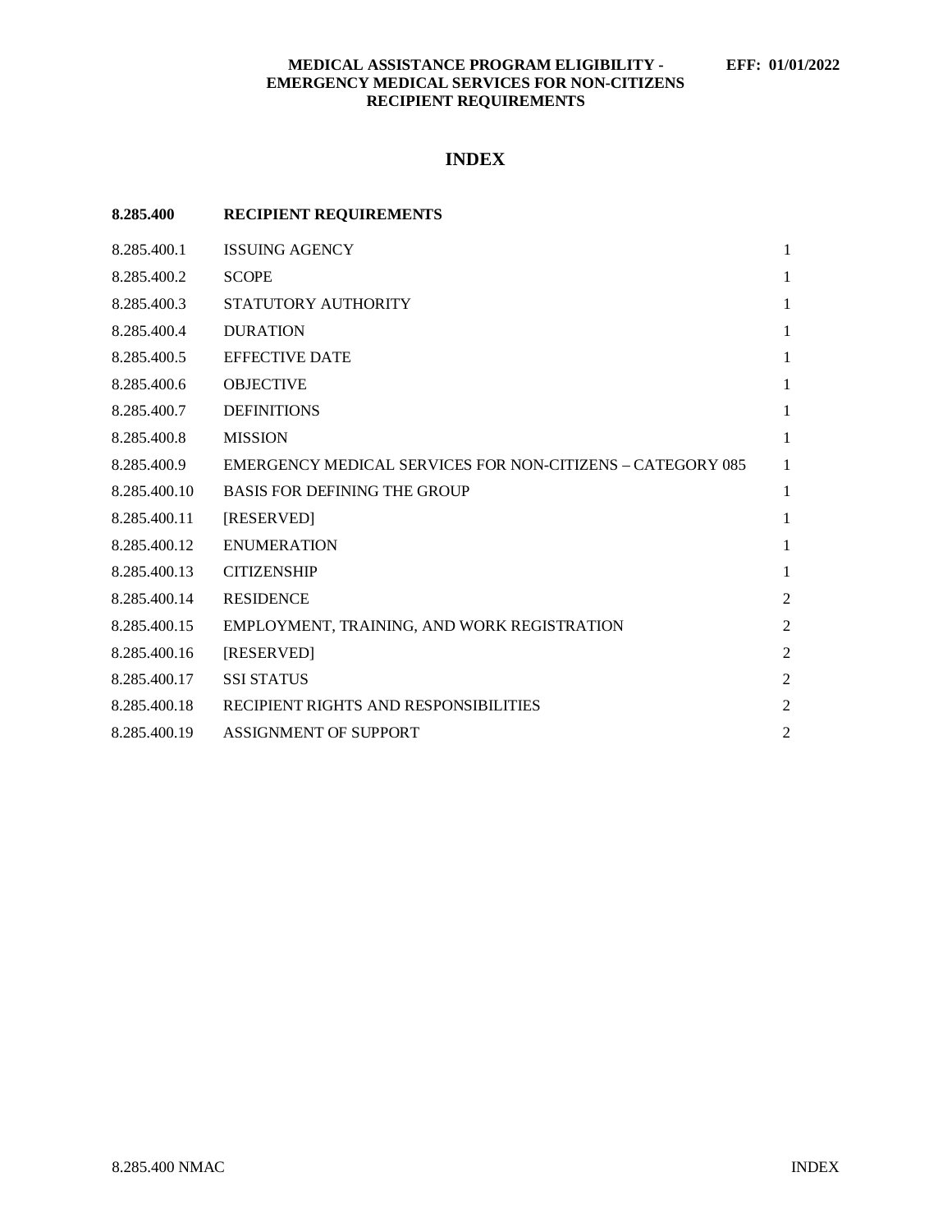# INDEX

| 8.285.400 | RECIPIENT REQUIREMENTS | |
|---|---|---|
| 8.285.400.1 | ISSUING AGENCY | 1 |
| 8.285.400.2 | SCOPE | 1 |
| 8.285.400.3 | STATUTORY AUTHORITY | 1 |
| 8.285.400.4 | DURATION | 1 |
| 8.285.400.5 | EFFECTIVE DATE | 1 |
| 8.285.400.6 | OBJECTIVE | 1 |
| 8.285.400.7 | DEFINITIONS | 1 |
| 8.285.400.8 | MISSION | 1 |
| 8.285.400.9 | EMERGENCY MEDICAL SERVICES FOR NON-CITIZENS – CATEGORY 085 | 1 |
| 8.285.400.10 | BASIS FOR DEFINING THE GROUP | 1 |
| 8.285.400.11 | [RESERVED] | 1 |
| 8.285.400.12 | ENUMERATION | 1 |
| 8.285.400.13 | CITIZENSHIP | 1 |
| 8.285.400.14 | RESIDENCE | 2 |
| 8.285.400.15 | EMPLOYMENT, TRAINING, AND WORK REGISTRATION | 2 |
| 8.285.400.16 | [RESERVED] | 2 |
| 8.285.400.17 | SSI STATUS | 2 |
| 8.285.400.18 | RECIPIENT RIGHTS AND RESPONSIBILITIES | 2 |
| 8.285.400.19 | ASSIGNMENT OF SUPPORT | 2 |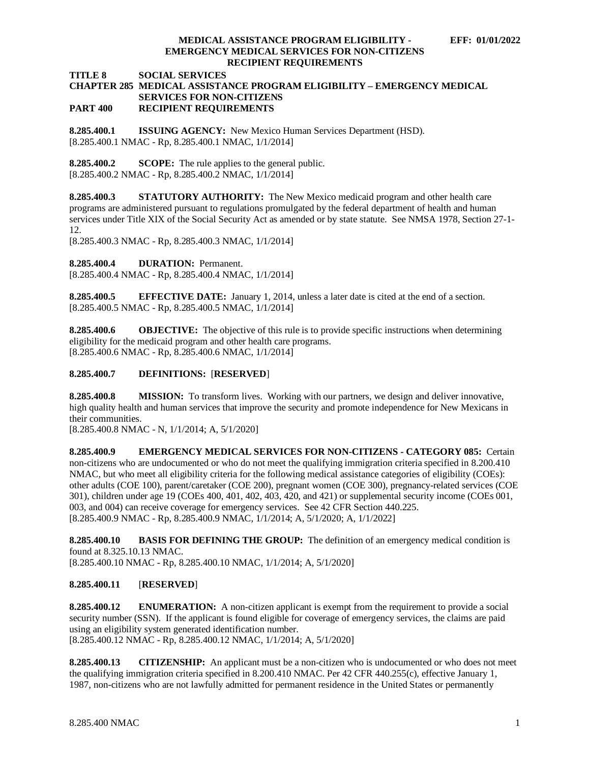**TITLE 8 SOCIAL SERVICES**
**CHAPTER 285 MEDICAL ASSISTANCE PROGRAM ELIGIBILITY – EMERGENCY MEDICAL SERVICES FOR NON-CITIZENS**
**PART 400 RECIPIENT REQUIREMENTS**

**8.285.400.1 ISSUING AGENCY:** New Mexico Human Services Department (HSD).
[8.285.400.1 NMAC - Rp, 8.285.400.1 NMAC, 1/1/2014]

**8.285.400.2 SCOPE:** The rule applies to the general public.
[8.285.400.2 NMAC - Rp, 8.285.400.2 NMAC, 1/1/2014]

**8.285.400.3 STATUTORY AUTHORITY:** The New Mexico medicaid program and other health care programs are administered pursuant to regulations promulgated by the federal department of health and human services under Title XIX of the Social Security Act as amended or by state statute. See NMSA 1978, Section 27-1-12.
[8.285.400.3 NMAC - Rp, 8.285.400.3 NMAC, 1/1/2014]

**8.285.400.4 DURATION:** Permanent.
[8.285.400.4 NMAC - Rp, 8.285.400.4 NMAC, 1/1/2014]

**8.285.400.5 EFFECTIVE DATE:** January 1, 2014, unless a later date is cited at the end of a section.
[8.285.400.5 NMAC - Rp, 8.285.400.5 NMAC, 1/1/2014]

**8.285.400.6 OBJECTIVE:** The objective of this rule is to provide specific instructions when determining eligibility for the medicaid program and other health care programs.
[8.285.400.6 NMAC - Rp, 8.285.400.6 NMAC, 1/1/2014]

**8.285.400.7 DEFINITIONS:** [**RESERVED**]

**8.285.400.8 MISSION:** To transform lives. Working with our partners, we design and deliver innovative, high quality health and human services that improve the security and promote independence for New Mexicans in their communities.
[8.285.400.8 NMAC - N, 1/1/2014; A, 5/1/2020]

**8.285.400.9 EMERGENCY MEDICAL SERVICES FOR NON-CITIZENS - CATEGORY 085:** Certain non-citizens who are undocumented or who do not meet the qualifying immigration criteria specified in 8.200.410 NMAC, but who meet all eligibility criteria for the following medical assistance categories of eligibility (COEs): other adults (COE 100), parent/caretaker (COE 200), pregnant women (COE 300), pregnancy-related services (COE 301), children under age 19 (COEs 400, 401, 402, 403, 420, and 421) or supplemental security income (COEs 001, 003, and 004) can receive coverage for emergency services. See 42 CFR Section 440.225.
[8.285.400.9 NMAC - Rp, 8.285.400.9 NMAC, 1/1/2014; A, 5/1/2020; A, 1/1/2022]

**8.285.400.10 BASIS FOR DEFINING THE GROUP:** The definition of an emergency medical condition is found at 8.325.10.13 NMAC.
[8.285.400.10 NMAC - Rp, 8.285.400.10 NMAC, 1/1/2014; A, 5/1/2020]

**8.285.400.11** [**RESERVED**]

**8.285.400.12 ENUMERATION:** A non-citizen applicant is exempt from the requirement to provide a social security number (SSN). If the applicant is found eligible for coverage of emergency services, the claims are paid using an eligibility system generated identification number.
[8.285.400.12 NMAC - Rp, 8.285.400.12 NMAC, 1/1/2014; A, 5/1/2020]

**8.285.400.13 CITIZENSHIP:** An applicant must be a non-citizen who is undocumented or who does not meet the qualifying immigration criteria specified in 8.200.410 NMAC. Per 42 CFR 440.255(c), effective January 1, 1987, non-citizens who are not lawfully admitted for permanent residence in the United States or permanently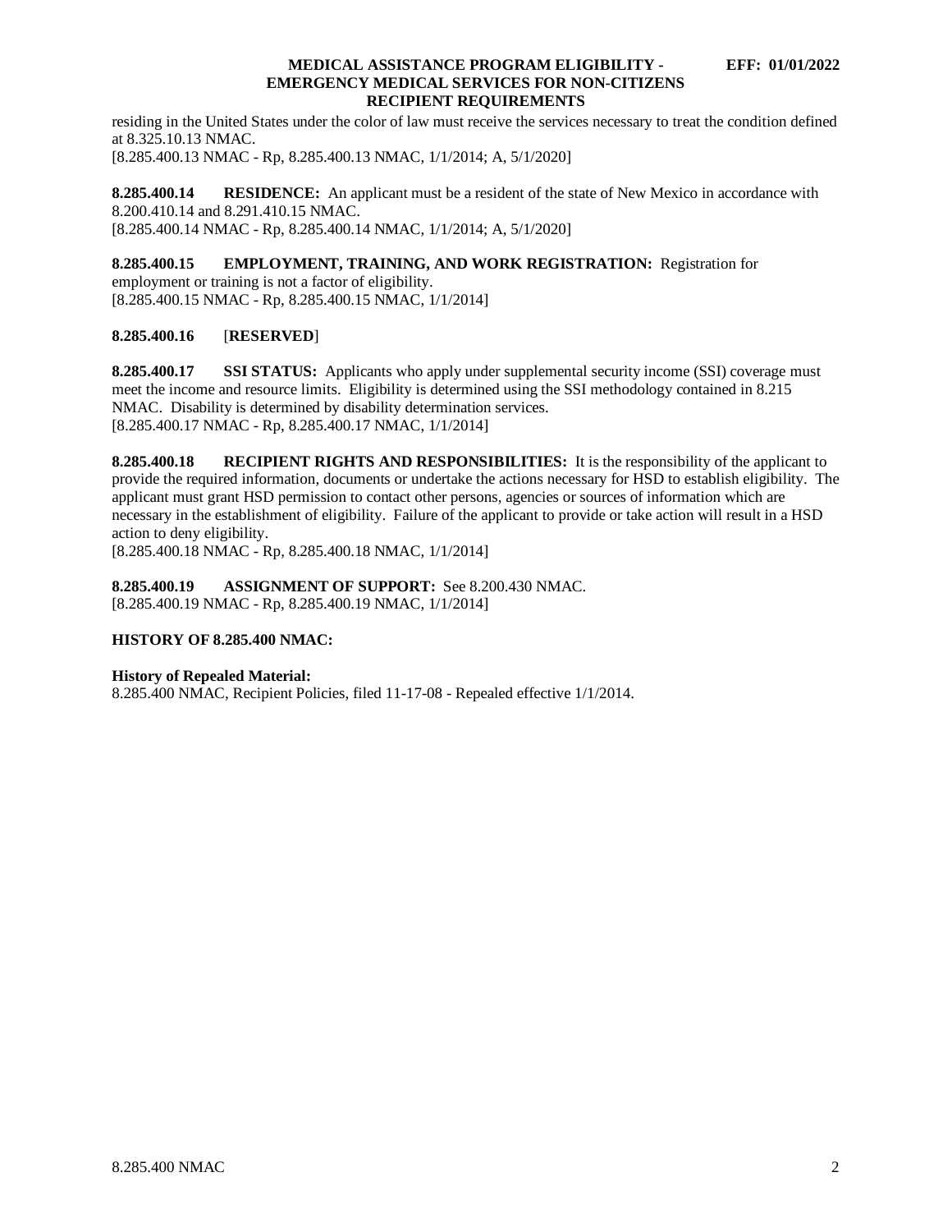residing in the United States under the color of law must receive the services necessary to treat the condition defined at 8.325.10.13 NMAC.
[8.285.400.13 NMAC - Rp, 8.285.400.13 NMAC, 1/1/2014; A, 5/1/2020]

**8.285.400.14 RESIDENCE:** An applicant must be a resident of the state of New Mexico in accordance with 8.200.410.14 and 8.291.410.15 NMAC.
[8.285.400.14 NMAC - Rp, 8.285.400.14 NMAC, 1/1/2014; A, 5/1/2020]

**8.285.400.15 EMPLOYMENT, TRAINING, AND WORK REGISTRATION:** Registration for employment or training is not a factor of eligibility.
[8.285.400.15 NMAC - Rp, 8.285.400.15 NMAC, 1/1/2014]

**8.285.400.16** [**RESERVED**]

**8.285.400.17 SSI STATUS:** Applicants who apply under supplemental security income (SSI) coverage must meet the income and resource limits. Eligibility is determined using the SSI methodology contained in 8.215 NMAC. Disability is determined by disability determination services.
[8.285.400.17 NMAC - Rp, 8.285.400.17 NMAC, 1/1/2014]

**8.285.400.18 RECIPIENT RIGHTS AND RESPONSIBILITIES:** It is the responsibility of the applicant to provide the required information, documents or undertake the actions necessary for HSD to establish eligibility. The applicant must grant HSD permission to contact other persons, agencies or sources of information which are necessary in the establishment of eligibility. Failure of the applicant to provide or take action will result in a HSD action to deny eligibility.
[8.285.400.18 NMAC - Rp, 8.285.400.18 NMAC, 1/1/2014]

**8.285.400.19 ASSIGNMENT OF SUPPORT:** See 8.200.430 NMAC.
[8.285.400.19 NMAC - Rp, 8.285.400.19 NMAC, 1/1/2014]

**HISTORY OF 8.285.400 NMAC:**

**History of Repealed Material:**
8.285.400 NMAC, Recipient Policies, filed 11-17-08 - Repealed effective 1/1/2014.